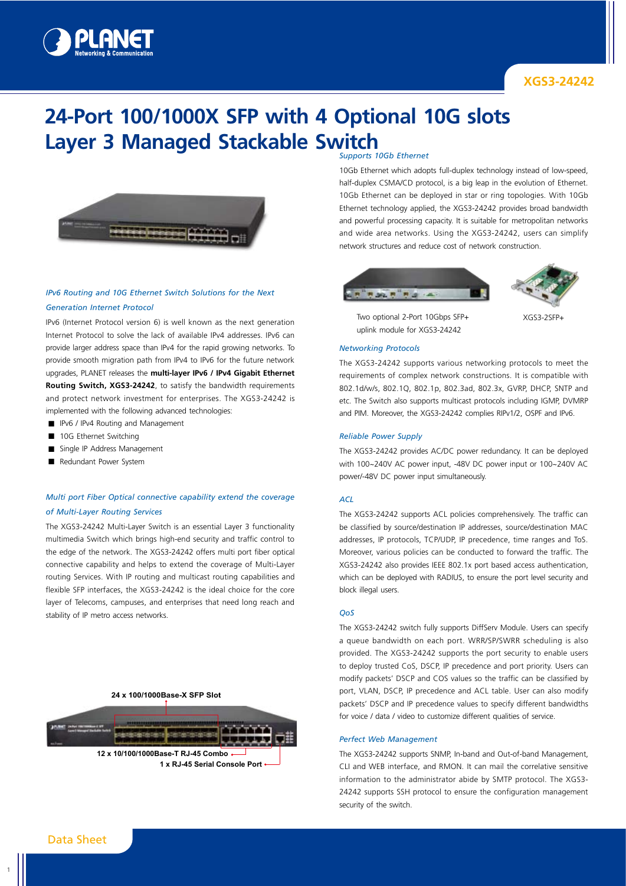# 24-Port 100/1000X SFP with 4 Optional 10G slots Layer 3 Managed Stackable Switch

XGS3-24242

### *IPv6 Routing and 10G Ethernet Switch Solutions for the Next Generation Internet Protocol*

IPv6 (Internet Protocol version 6) is well known as the next generation Internet Protocol to solve the lack of available IPv4 addresses. IPv6 can provide larger address space than IPv4 for the rapid growing networks. To provide smooth migration path from IPv4 to IPv6 for the future network upgrades, PLANET releases the **multi-layer IPv6 / IPv4 Gigabit Ethernet Routing Switch, XGS3-24242**, to satisfy the bandwidth requirements and protect network investment for enterprises. The XGS3-24242 is implemented with the following advanced technologies:

- IPv6 / IPv4 Routing and Management
- 10G Ethernet Switching
- Single IP Address Management
- Redundant Power System

### *Multi port Fiber Optical connective capability extend the coverage of Multi-Layer Routing Services*

The XGS3-24242 Multi-Layer Switch is an essential Layer 3 functionality multimedia Switch which brings high-end security and traffic control to the edge of the network. The XGS3-24242 offers multi port fiber optical connective capability and helps to extend the coverage of Multi-Layer routing Services. With IP routing and multicast routing capabilities and flexible SFP interfaces, the XGS3-24242 is the ideal choice for the core layer of Telecoms, campuses, and enterprises that need long reach and stability of IP metro access networks.

24 x 100/1000Base-X SFP Slot

12 x 10/100/1000Base-T RJ-45 Combo

1 x RJ-45 Serial Console Port

### *Supports 10Gb Ethernet*

10Gb Ethernet which adopts full-duplex technology instead of low-speed, half-duplex CSMA/CD protocol, is a big leap in the evolution of Ethernet. 10Gb Ethernet can be deployed in star or ring topologies. With 10Gb Ethernet technology applied, the XGS3-24242 provides broad bandwidth and powerful processing capacity. It is suitable for metropolitan networks and wide area networks. Using the XGS3-24242, users can simplify network structures and reduce cost of network construction.

Two optional 2-Port 10Gbps SFP+ uplink module for XGS3-24242

XGS3-2SFP+

### *Networking Protocols*

The XGS3-24242 supports various networking protocols to meet the requirements of complex network constructions. It is compatible with 802.1d/w/s, 802.1Q, 802.1p, 802.3ad, 802.3x, GVRP, DHCP, SNTP and etc. The Switch also supports multicast protocols including IGMP, DVMRP and PIM. Moreover, the XGS3-24242 complies RIPv1/2, OSPF and IPv6.

### *Reliable Power Supply*

The XGS3-24242 provides AC/DC power redundancy. It can be deployed with 100~240V AC power input, -48V DC power input or 100~240V AC power/-48V DC power input simultaneously.

### *ACL*

The XGS3-24242 supports ACL policies comprehensively. The traffic can be classified by source/destination IP addresses, source/destination MAC addresses, IP protocols, TCP/UDP, IP precedence, time ranges and ToS. Moreover, various policies can be conducted to forward the traffic. The XGS3-24242 also provides IEEE 802.1x port based access authentication, which can be deployed with RADIUS, to ensure the port level security and block illegal users.

### *QoS*

The XGS3-24242 switch fully supports DiffServ Module. Users can specify a queue bandwidth on each port. WRR/SP/SWRR scheduling is also provided. The XGS3-24242 supports the port security to enable users to deploy trusted CoS, DSCP, IP precedence and port priority. Users can modify packets' DSCP and COS values so the traffic can be classified by port, VLAN, DSCP, IP precedence and ACL table. User can also modify packets' DSCP and IP precedence values to specify different bandwidths for voice / data / video to customize different qualities of service.

### *Perfect Web Management*

The XGS3-24242 supports SNMP, In-band and Out-of-band Management, CLI and WEB interface, and RMON. It can mail the correlative sensitive information to the administrator abide by SMTP protocol. The XGS3-24242 supports SSH protocol to ensure the configuration management security of the switch.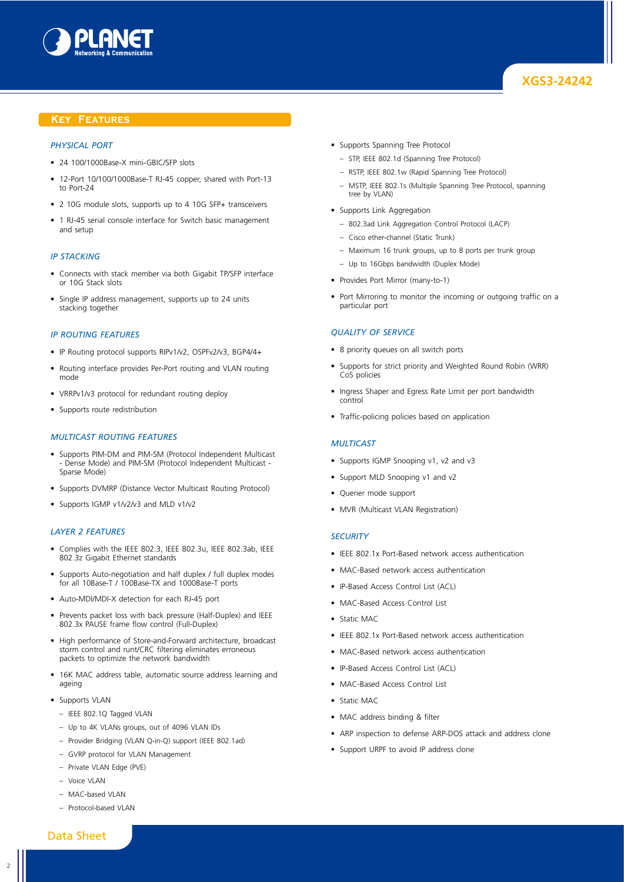## Key Features

### *Physical Port*

- 24 100/1000Base-X mini-GBIC/SFP slots
- 12-Port 10/100/1000Base-T RJ-45 copper, shared with Port-13 to Port-24
- 2 10G module slots, supports up to 4 10G SFP+ transceivers
- 1 RJ-45 serial console interface for Switch basic management and setup

### *IP Stacking*

- Connects with stack member via both Gigabit TP/SFP interface or 10G Stack slots
- Single IP address management, supports up to 24 units stacking together

### *IP Routing Features*

- IP Routing protocol supports RIPv1/v2, OSPFv2/v3, BGP4/4+
- Routing interface provides Per-Port routing and VLAN routing mode
- VRRPv1/v3 protocol for redundant routing deploy
- Supports route redistribution

### *Multicast Routing Features*

- Supports PIM-DM and PIM-SM (Protocol Independent Multicast - Dense Mode) and PIM-SM (Protocol Independent Multicast - Sparse Mode)
- Supports DVMRP (Distance Vector Multicast Routing Protocol)
- Supports IGMP v1/v2/v3 and MLD v1/v2

### *Layer 2 Features*

- Complies with the IEEE 802.3, IEEE 802.3u, IEEE 802.3ab, IEEE 802.3z Gigabit Ethernet standards
- Supports Auto-negotiation and half duplex / full duplex modes for all 10Base-T / 100Base-TX and 1000Base-T ports
- Auto-MDI/MDI-X detection for each RJ-45 port
- Prevents packet loss with back pressure (Half-Duplex) and IEEE 802.3x PAUSE frame flow control (Full-Duplex)
- High performance of Store-and-Forward architecture, broadcast storm control and runt/CRC filtering eliminates erroneous packets to optimize the network bandwidth
- 16K MAC address table, automatic source address learning and ageing
- Supports VLAN
  - IEEE 802.1Q Tagged VLAN
  - Up to 4K VLANs groups, out of 4096 VLAN IDs
  - Provider Bridging (VLAN Q-in-Q) support (IEEE 802.1ad)
  - GVRP protocol for VLAN Management
  - Private VLAN Edge (PVE)
  - Voice VLAN
  - MAC-based VLAN
  - Protocol-based VLAN
- Supports Spanning Tree Protocol
  - STP, IEEE 802.1d (Spanning Tree Protocol)
  - RSTP, IEEE 802.1w (Rapid Spanning Tree Protocol)
  - MSTP, IEEE 802.1s (Multiple Spanning Tree Protocol, spanning tree by VLAN)
- Supports Link Aggregation
  - 802.3ad Link Aggregation Control Protocol (LACP)
  - Cisco ether-channel (Static Trunk)
  - Maximum 16 trunk groups, up to 8 ports per trunk group
  - Up to 16Gbps bandwidth (Duplex Mode)
- Provides Port Mirror (many-to-1)
- Port Mirroring to monitor the incoming or outgoing traffic on a particular port

### *Quality of Service*

- 8 priority queues on all switch ports
- Supports for strict priority and Weighted Round Robin (WRR) CoS policies
- Ingress Shaper and Egress Rate Limit per port bandwidth control
- Traffic-policing policies based on application

### *Multicast*

- Supports IGMP Snooping v1, v2 and v3
- Support MLD Snooping v1 and v2
- Querier mode support
- MVR (Multicast VLAN Registration)

### *Security*

- IEEE 802.1x Port-Based network access authentication
- MAC-Based network access authentication
- IP-Based Access Control List (ACL)
- MAC-Based Access Control List
- Static MAC
- IEEE 802.1x Port-Based network access authentication
- MAC-Based network access authentication
- IP-Based Access Control List (ACL)
- MAC-Based Access Control List
- Static MAC
- MAC address binding & filter
- ARP inspection to defense ARP-DOS attack and address clone
- Support URPF to avoid IP address clone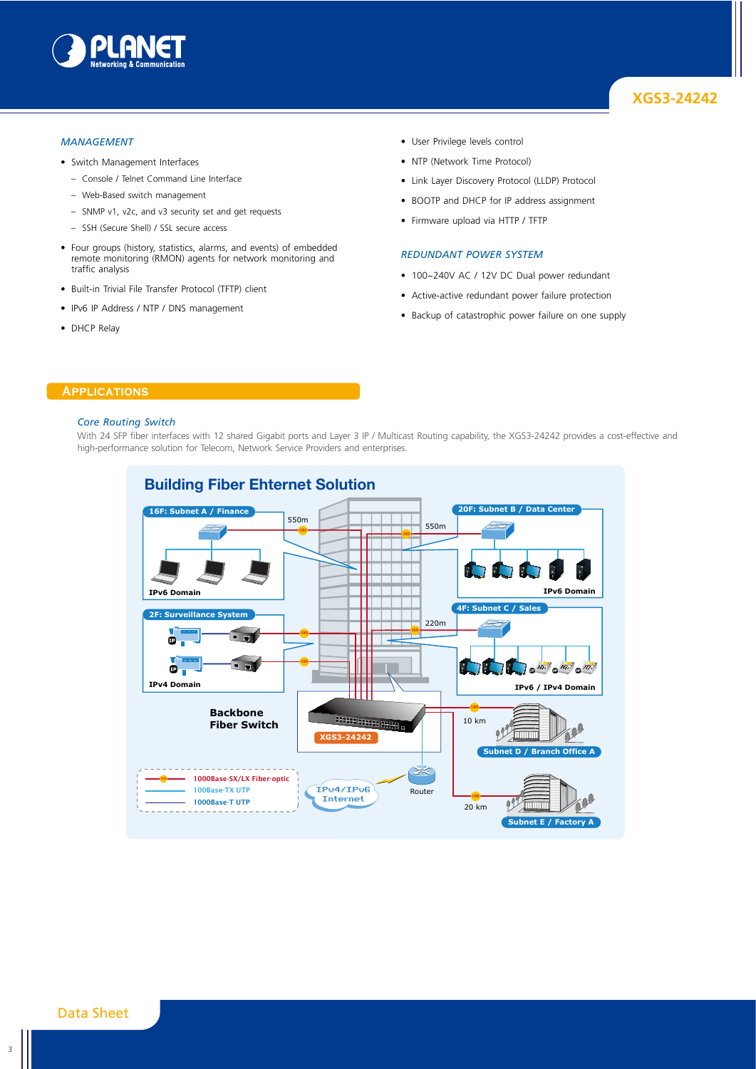### MANAGEMENT

- Switch Management Interfaces
  - Console / Telnet Command Line Interface
  - Web-Based switch management
  - SNMP v1, v2c, and v3 security set and get requests
  - SSH (Secure Shell) / SSL secure access
- Four groups (history, statistics, alarms, and events) of embedded remote monitoring (RMON) agents for network monitoring and traffic analysis
- Built-in Trivial File Transfer Protocol (TFTP) client
- IPv6 IP Address / NTP / DNS management
- DHCP Relay
- User Privilege levels control
- NTP (Network Time Protocol)
- Link Layer Discovery Protocol (LLDP) Protocol
- BOOTP and DHCP for IP address assignment
- Firmware upload via HTTP / TFTP

### REDUNDANT POWER SYSTEM

- 100~240V AC / 12V DC Dual power redundant
- Active-active redundant power failure protection
- Backup of catastrophic power failure on one supply

## APPLICATIONS

### Core Routing Switch

With 24 SFP fiber interfaces with 12 shared Gigabit ports and Layer 3 IP / Multicast Routing capability, the XGS3-24242 provides a cost-effective and high-performance solution for Telecom, Network Service Providers and enterprises.

**Building Fiber Ehternet Solution**

16F: Subnet A / Finance — IPv6 Domain — 550m

20F: Subnet B / Data Center — IPv6 Domain — 550m

2F: Surveillance System — IPv4 Domain

4F: Subnet C / Sales — IPv6 / IPv4 Domain — 220m

Backbone Fiber Switch — XGS3-24242

Subnet D / Branch Office A — 10 km

Subnet E / Factory A — 20 km

IPv4/IPv6 Internet — Router

1000Base-SX/LX Fiber-optic
100Base-TX UTP
1000Base-T UTP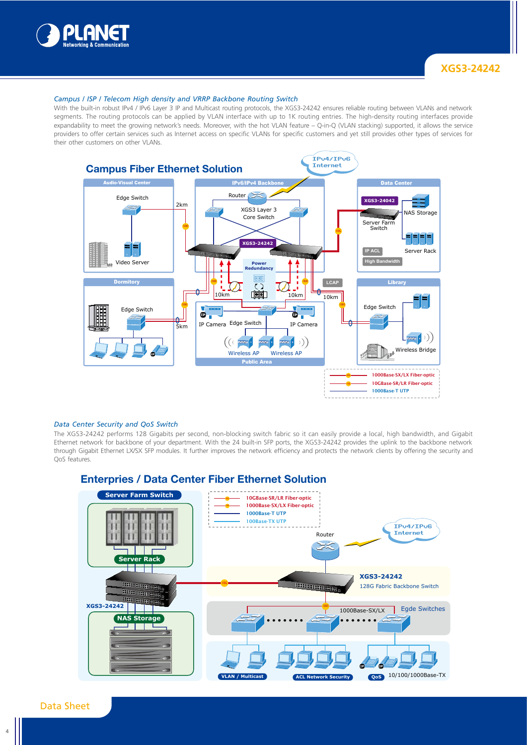### *Campus / ISP / Telecom High density and VRRP Backbone Routing Switch*

With the built-in robust IPv4 / IPv6 Layer 3 IP and Multicast routing protocols, the XGS3-24242 ensures reliable routing between VLANs and network segments. The routing protocols can be applied by VLAN interface with up to 1K routing entries. The high-density routing interfaces provide expandability to meet the growing network's needs. Moreover, with the hot VLAN feature – Q-in-Q (VLAN stacking) supported, it allows the service providers to offer certain services such as Internet access on specific VLANs for specific customers and yet still provides other types of services for their other customers on other VLANs.

## Campus Fiber Ethernet Solution

### *Data Center Security and QoS Switch*

The XGS3-24242 performs 128 Gigabits per second, non-blocking switch fabric so it can easily provide a local, high bandwidth, and Gigabit Ethernet network for backbone of your department. With the 24 built-in SFP ports, the XGS3-24242 provides the uplink to the backbone network through Gigabit Ethernet LX/SX SFP modules. It further improves the network efficiency and protects the network clients by offering the security and QoS features.

## Enterprises / Data Center Fiber Ethernet Solution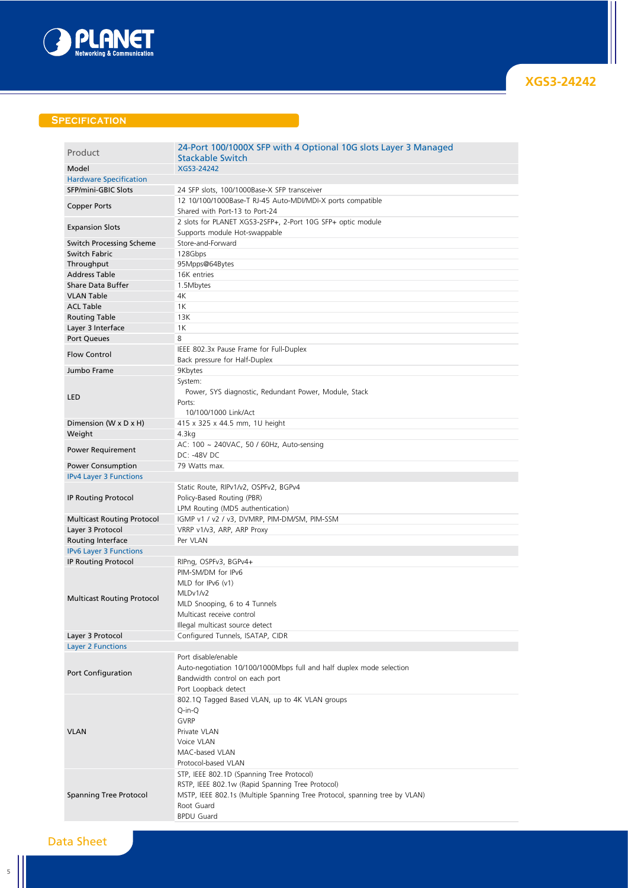## Specification

| Product | 24-Port 100/1000X SFP with 4 Optional 10G slots Layer 3 Managed Stackable Switch |
|---|---|
| Model | XGS3-24242 |
| **Hardware Specification** | |
| SFP/mini-GBIC Slots | 24 SFP slots, 100/1000Base-X SFP transceiver |
| Copper Ports | 12 10/100/1000Base-T RJ-45 Auto-MDI/MDI-X ports compatible<br>Shared with Port-13 to Port-24 |
| Expansion Slots | 2 slots for PLANET XGS3-2SFP+, 2-Port 10G SFP+ optic module<br>Supports module Hot-swappable |
| Switch Processing Scheme | Store-and-Forward |
| Switch Fabric | 128Gbps |
| Throughput | 95Mpps@64Bytes |
| Address Table | 16K entries |
| Share Data Buffer | 1.5Mbytes |
| VLAN Table | 4K |
| ACL Table | 1K |
| Routing Table | 13K |
| Layer 3 Interface | 1K |
| Port Queues | 8 |
| Flow Control | IEEE 802.3x Pause Frame for Full-Duplex<br>Back pressure for Half-Duplex |
| Jumbo Frame | 9Kbytes |
| LED | System:<br>Power, SYS diagnostic, Redundant Power, Module, Stack<br>Ports:<br>10/100/1000 Link/Act |
| Dimension (W x D x H) | 415 x 325 x 44.5 mm, 1U height |
| Weight | 4.3kg |
| Power Requirement | AC: 100 ~ 240VAC, 50 / 60Hz, Auto-sensing<br>DC: -48V DC |
| Power Consumption | 79 Watts max. |
| **IPv4 Layer 3 Functions** | |
| IP Routing Protocol | Static Route, RIPv1/v2, OSPFv2, BGPv4<br>Policy-Based Routing (PBR)<br>LPM Routing (MD5 authentication) |
| Multicast Routing Protocol | IGMP v1 / v2 / v3, DVMRP, PIM-DM/SM, PIM-SSM |
| Layer 3 Protocol | VRRP v1/v3, ARP, ARP Proxy |
| Routing Interface | Per VLAN |
| **IPv6 Layer 3 Functions** | |
| IP Routing Protocol | RIPng, OSPFv3, BGPv4+ |
| Multicast Routing Protocol | PIM-SM/DM for IPv6<br>MLD for IPv6 (v1)<br>MLDv1/v2<br>MLD Snooping, 6 to 4 Tunnels<br>Multicast receive control<br>Illegal multicast source detect |
| Layer 3 Protocol | Configured Tunnels, ISATAP, CIDR |
| **Layer 2 Functions** | |
| Port Configuration | Port disable/enable<br>Auto-negotiation 10/100/1000Mbps full and half duplex mode selection<br>Bandwidth control on each port<br>Port Loopback detect |
| VLAN | 802.1Q Tagged Based VLAN, up to 4K VLAN groups<br>Q-in-Q<br>GVRP<br>Private VLAN<br>Voice VLAN<br>MAC-based VLAN<br>Protocol-based VLAN |
| Spanning Tree Protocol | STP, IEEE 802.1D (Spanning Tree Protocol)<br>RSTP, IEEE 802.1w (Rapid Spanning Tree Protocol)<br>MSTP, IEEE 802.1s (Multiple Spanning Tree Protocol, spanning tree by VLAN)<br>Root Guard<br>BPDU Guard |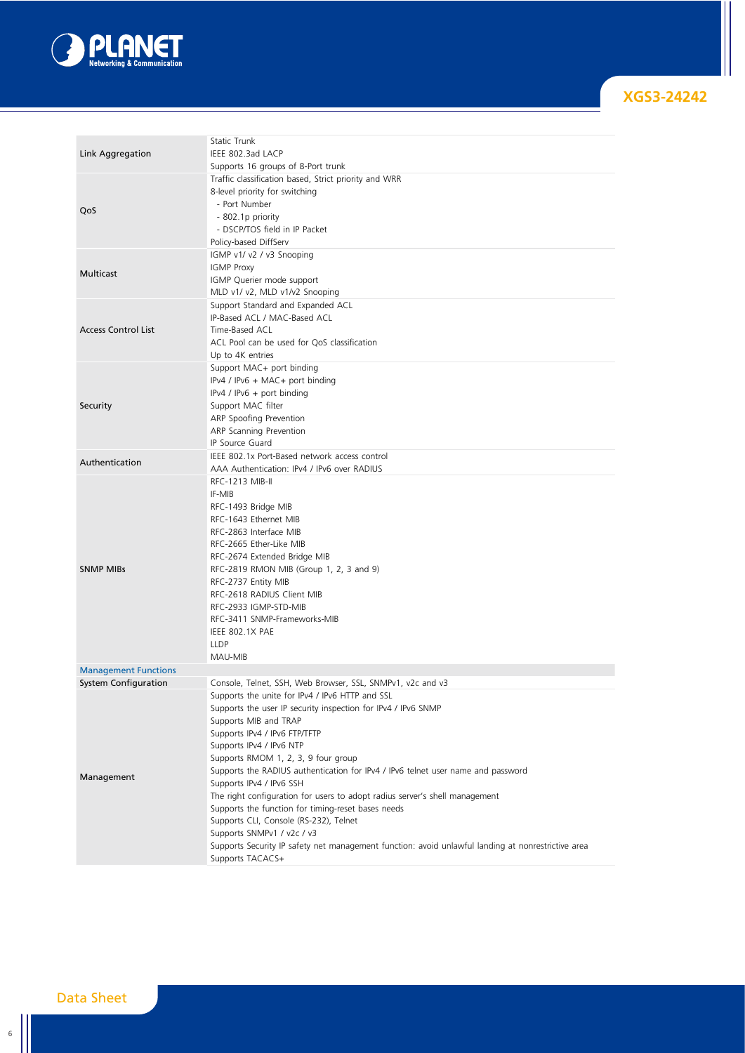| | |
|---|---|
| Link Aggregation | Static Trunk<br>IEEE 802.3ad LACP<br>Supports 16 groups of 8-Port trunk |
| QoS | Traffic classification based, Strict priority and WRR<br>8-level priority for switching<br>- Port Number<br>- 802.1p priority<br>- DSCP/TOS field in IP Packet<br>Policy-based DiffServ |
| Multicast | IGMP v1/ v2 / v3 Snooping<br>IGMP Proxy<br>IGMP Querier mode support<br>MLD v1/ v2, MLD v1/v2 Snooping |
| Access Control List | Support Standard and Expanded ACL<br>IP-Based ACL / MAC-Based ACL<br>Time-Based ACL<br>ACL Pool can be used for QoS classification<br>Up to 4K entries |
| Security | Support MAC+ port binding<br>IPv4 / IPv6 + MAC+ port binding<br>IPv4 / IPv6 + port binding<br>Support MAC filter<br>ARP Spoofing Prevention<br>ARP Scanning Prevention<br>IP Source Guard |
| Authentication | IEEE 802.1x Port-Based network access control<br>AAA Authentication: IPv4 / IPv6 over RADIUS |
| SNMP MIBs | RFC-1213 MIB-II<br>IF-MIB<br>RFC-1493 Bridge MIB<br>RFC-1643 Ethernet MIB<br>RFC-2863 Interface MIB<br>RFC-2665 Ether-Like MIB<br>RFC-2674 Extended Bridge MIB<br>RFC-2819 RMON MIB (Group 1, 2, 3 and 9)<br>RFC-2737 Entity MIB<br>RFC-2618 RADIUS Client MIB<br>RFC-2933 IGMP-STD-MIB<br>RFC-3411 SNMP-Frameworks-MIB<br>IEEE 802.1X PAE<br>LLDP<br>MAU-MIB |
| **Management Functions** | |
| System Configuration | Console, Telnet, SSH, Web Browser, SSL, SNMPv1, v2c and v3 |
| Management | Supports the unite for IPv4 / IPv6 HTTP and SSL<br>Supports the user IP security inspection for IPv4 / IPv6 SNMP<br>Supports MIB and TRAP<br>Supports IPv4 / IPv6 FTP/TFTP<br>Supports IPv4 / IPv6 NTP<br>Supports RMOM 1, 2, 3, 9 four group<br>Supports the RADIUS authentication for IPv4 / IPv6 telnet user name and password<br>Supports IPv4 / IPv6 SSH<br>The right configuration for users to adopt radius server's shell management<br>Supports the function for timing-reset bases needs<br>Supports CLI, Console (RS-232), Telnet<br>Supports SNMPv1 / v2c / v3<br>Supports Security IP safety net management function: avoid unlawful landing at nonrestrictive area<br>Supports TACACS+ |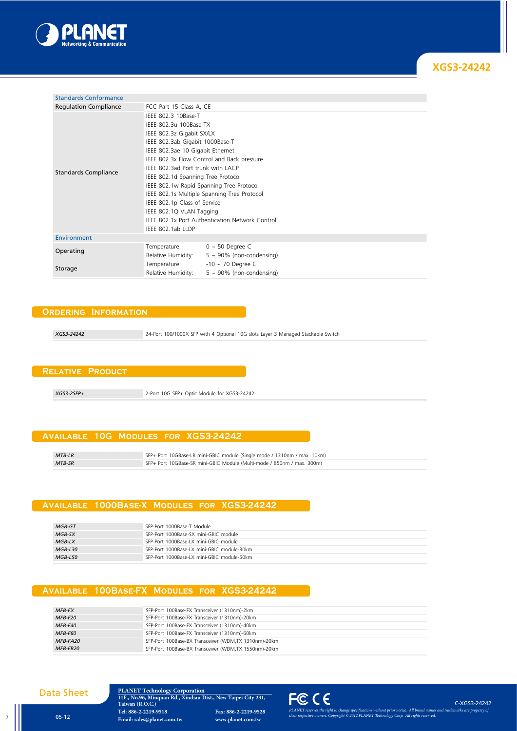| Standards Conformance | |
|---|---|
| Regulation Compliance | FCC Part 15 Class A, CE |
| Standards Compliance | IEEE 802.3 10Base-T<br>IEEE 802.3u 100Base-TX<br>IEEE 802.3z Gigabit SX/LX<br>IEEE 802.3ab Gigabit 1000Base-T<br>IEEE 802.3ae 10 Gigabit Ethernet<br>IEEE 802.3x Flow Control and Back pressure<br>IEEE 802.3ad Port trunk with LACP<br>IEEE 802.1d Spanning Tree Protocol<br>IEEE 802.1w Rapid Spanning Tree Protocol<br>IEEE 802.1s Multiple Spanning Tree Protocol<br>IEEE 802.1p Class of Service<br>IEEE 802.1Q VLAN Tagging<br>IEEE 802.1x Port Authentication Network Control<br>IEEE 802.1ab LLDP |
| **Environment** | |
| Operating | Temperature: 0 ~ 50 Degree C<br>Relative Humidity: 5 ~ 90% (non-condensing) |
| Storage | Temperature: -10 ~ 70 Degree C<br>Relative Humidity: 5 ~ 90% (non-condensing) |

## Ordering Information

| | |
|---|---|
| *XGS3-24242* | 24-Port 100/1000X SFP with 4 Optional 10G slots Layer 3 Managed Stackable Switch |

## Relative Product

| | |
|---|---|
| *XGS3-2SFP+* | 2-Port 10G SFP+ Optic Module for XGS3-24242 |

## Available 10G Modules for XGS3-24242

| | |
|---|---|
| *MTB-LR* | SFP+ Port 10GBase-LR mini-GBIC module (Single mode / 1310nm / max. 10km) |
| *MTB-SR* | SFP+ Port 10GBase-SR mini-GBIC Module (Multi-mode / 850nm / max. 300m) |

## Available 1000Base-X Modules for XGS3-24242

| | |
|---|---|
| *MGB-GT* | SFP-Port 1000Base-T Module |
| *MGB-SX* | SFP-Port 1000Base-SX mini-GBIC module |
| *MGB-LX* | SFP-Port 1000Base-LX mini-GBIC module |
| *MGB-L30* | SFP-Port 1000Base-LX mini-GBIC module-30km |
| *MGB-L50* | SFP-Port 1000Base-LX mini-GBIC module-50km |

## Available 100Base-FX Modules for XGS3-24242

| | |
|---|---|
| *MFB-FX* | SFP-Port 100Base-FX Transceiver (1310nm)-2km |
| *MFB-F20* | SFP-Port 100Base-FX Transceiver (1310nm)-20km |
| *MFB-F40* | SFP-Port 100Base-FX Transceiver (1310nm)-40km |
| *MFB-F60* | SFP-Port 100Base-FX Transceiver (1310nm)-60km |
| *MFB-FA20* | SFP-Port 100Base-BX Transceiver (WDM,TX:1310nm)-20km |
| *MFB-FB20* | SFP-Port 100Base-BX Transceiver (WDM,TX:1550nm)-20km |

**PLANET Technology Corporation**
11F., No.96, Minquan Rd., Xindian Dist., New Taipei City 231, Taiwan (R.O.C.)
Tel: 886-2-2219-9518 Fax: 886-2-2219-9528
Email: sales@planet.com.tw www.planet.com.tw

*PLANET reserves the right to change specifications without prior notice. All brand names and trademarks are property of their respective owners. Copyright © 2012 PLANET Technology Corp. All rights reserved.*